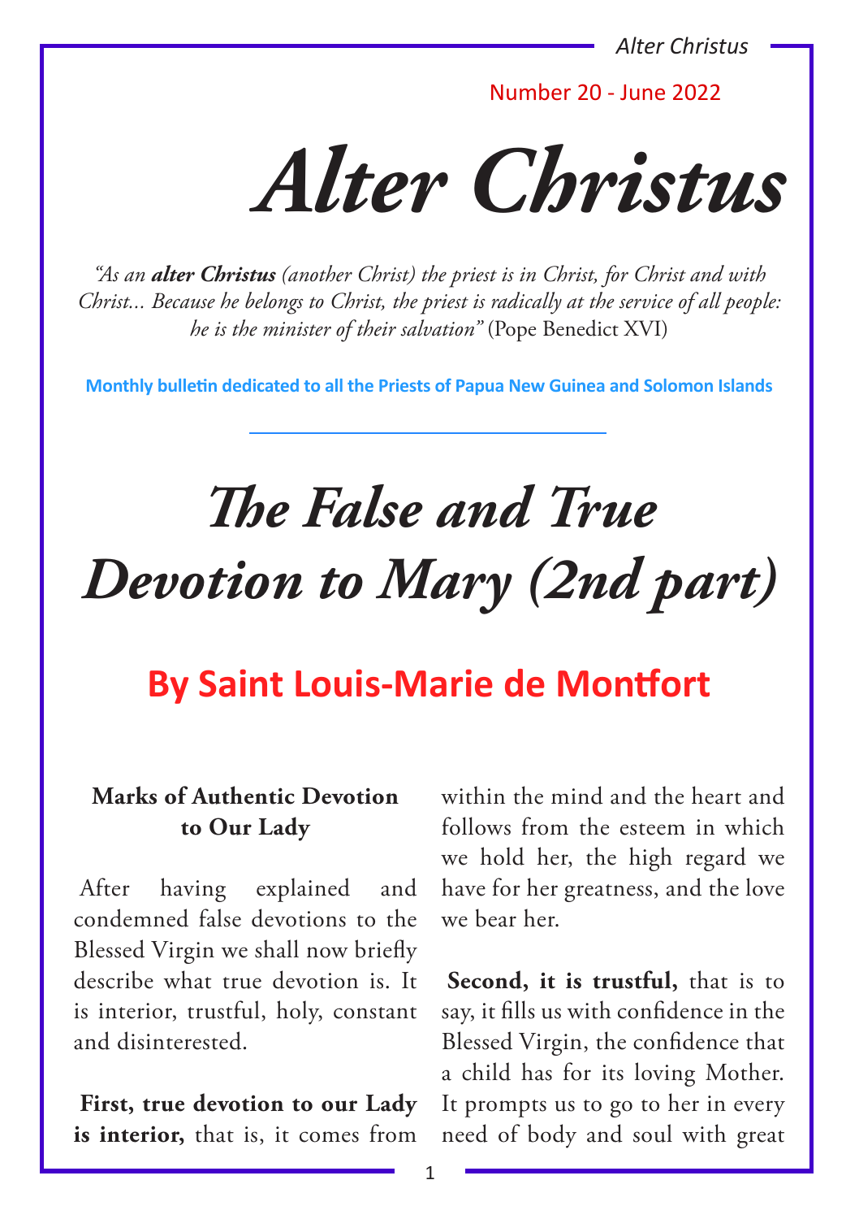Number 20 - June 2022

# Alter Christus

*"As an **alter Christus** (another Christ) the priest is in Christ, for Christ and with Christ... Because he belongs to Christ, the priest is radically at the service of all people: he is the minister of their salvation"* (Pope Benedict XVI)

**Monthly bulletin dedicated to all the Priests of Papua New Guinea and Solomon Islands**

# *The False and True Devotion to Mary (2nd part)*

## By Saint Louis-Marie de Montfort

### Marks of Authentic Devotion to Our Lady

After having explained and condemned false devotions to the Blessed Virgin we shall now briefly describe what true devotion is. It is interior, trustful, holy, constant and disinterested.

**First, true devotion to our Lady is interior,** that is, it comes from within the mind and the heart and follows from the esteem in which we hold her, the high regard we have for her greatness, and the love we bear her.

**Second, it is trustful,** that is to say, it fills us with confidence in the Blessed Virgin, the confidence that a child has for its loving Mother. It prompts us to go to her in every need of body and soul with great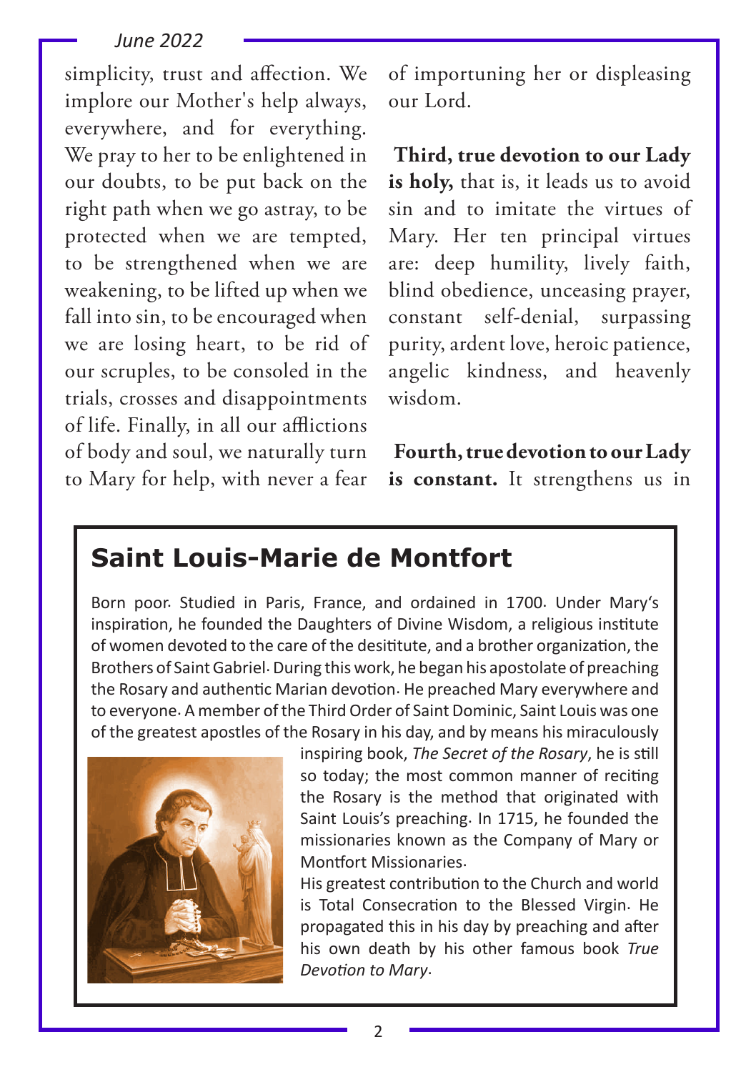simplicity, trust and affection. We implore our Mother's help always, everywhere, and for everything. We pray to her to be enlightened in our doubts, to be put back on the right path when we go astray, to be protected when we are tempted, to be strengthened when we are weakening, to be lifted up when we fall into sin, to be encouraged when we are losing heart, to be rid of our scruples, to be consoled in the trials, crosses and disappointments of life. Finally, in all our afflictions of body and soul, we naturally turn to Mary for help, with never a fear of importuning her or displeasing our Lord.

**Third, true devotion to our Lady is holy,** that is, it leads us to avoid sin and to imitate the virtues of Mary. Her ten principal virtues are: deep humility, lively faith, blind obedience, unceasing prayer, constant self-denial, surpassing purity, ardent love, heroic patience, angelic kindness, and heavenly wisdom.

**Fourth, true devotion to our Lady is constant.** It strengthens us in

## Saint Louis-Marie de Montfort

Born poor. Studied in Paris, France, and ordained in 1700. Under Mary's inspiration, he founded the Daughters of Divine Wisdom, a religious institute of women devoted to the care of the desititute, and a brother organization, the Brothers of Saint Gabriel. During this work, he began his apostolate of preaching the Rosary and authentic Marian devotion. He preached Mary everywhere and to everyone. A member of the Third Order of Saint Dominic, Saint Louis was one of the greatest apostles of the Rosary in his day, and by means his miraculously inspiring book, *The Secret of the Rosary*, he is still so today; the most common manner of reciting the Rosary is the method that originated with Saint Louis's preaching. In 1715, he founded the missionaries known as the Company of Mary or Montfort Missionaries.

His greatest contribution to the Church and world is Total Consecration to the Blessed Virgin. He propagated this in his day by preaching and after his own death by his other famous book *True Devotion to Mary*.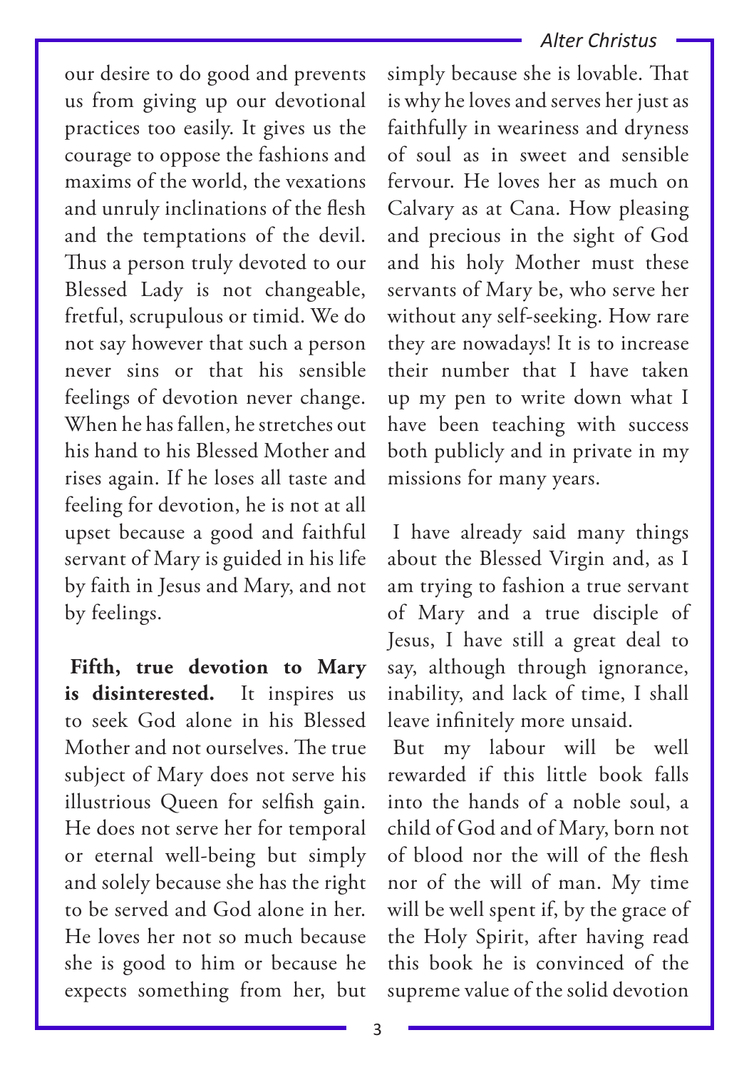our desire to do good and prevents us from giving up our devotional practices too easily. It gives us the courage to oppose the fashions and maxims of the world, the vexations and unruly inclinations of the flesh and the temptations of the devil. Thus a person truly devoted to our Blessed Lady is not changeable, fretful, scrupulous or timid. We do not say however that such a person never sins or that his sensible feelings of devotion never change. When he has fallen, he stretches out his hand to his Blessed Mother and rises again. If he loses all taste and feeling for devotion, he is not at all upset because a good and faithful servant of Mary is guided in his life by faith in Jesus and Mary, and not by feelings.

**Fifth, true devotion to Mary is disinterested.** It inspires us to seek God alone in his Blessed Mother and not ourselves. The true subject of Mary does not serve his illustrious Queen for selfish gain. He does not serve her for temporal or eternal well-being but simply and solely because she has the right to be served and God alone in her. He loves her not so much because she is good to him or because he expects something from her, but simply because she is lovable. That is why he loves and serves her just as faithfully in weariness and dryness of soul as in sweet and sensible fervour. He loves her as much on Calvary as at Cana. How pleasing and precious in the sight of God and his holy Mother must these servants of Mary be, who serve her without any self-seeking. How rare they are nowadays! It is to increase their number that I have taken up my pen to write down what I have been teaching with success both publicly and in private in my missions for many years.

I have already said many things about the Blessed Virgin and, as I am trying to fashion a true servant of Mary and a true disciple of Jesus, I have still a great deal to say, although through ignorance, inability, and lack of time, I shall leave infinitely more unsaid.

But my labour will be well rewarded if this little book falls into the hands of a noble soul, a child of God and of Mary, born not of blood nor the will of the flesh nor of the will of man. My time will be well spent if, by the grace of the Holy Spirit, after having read this book he is convinced of the supreme value of the solid devotion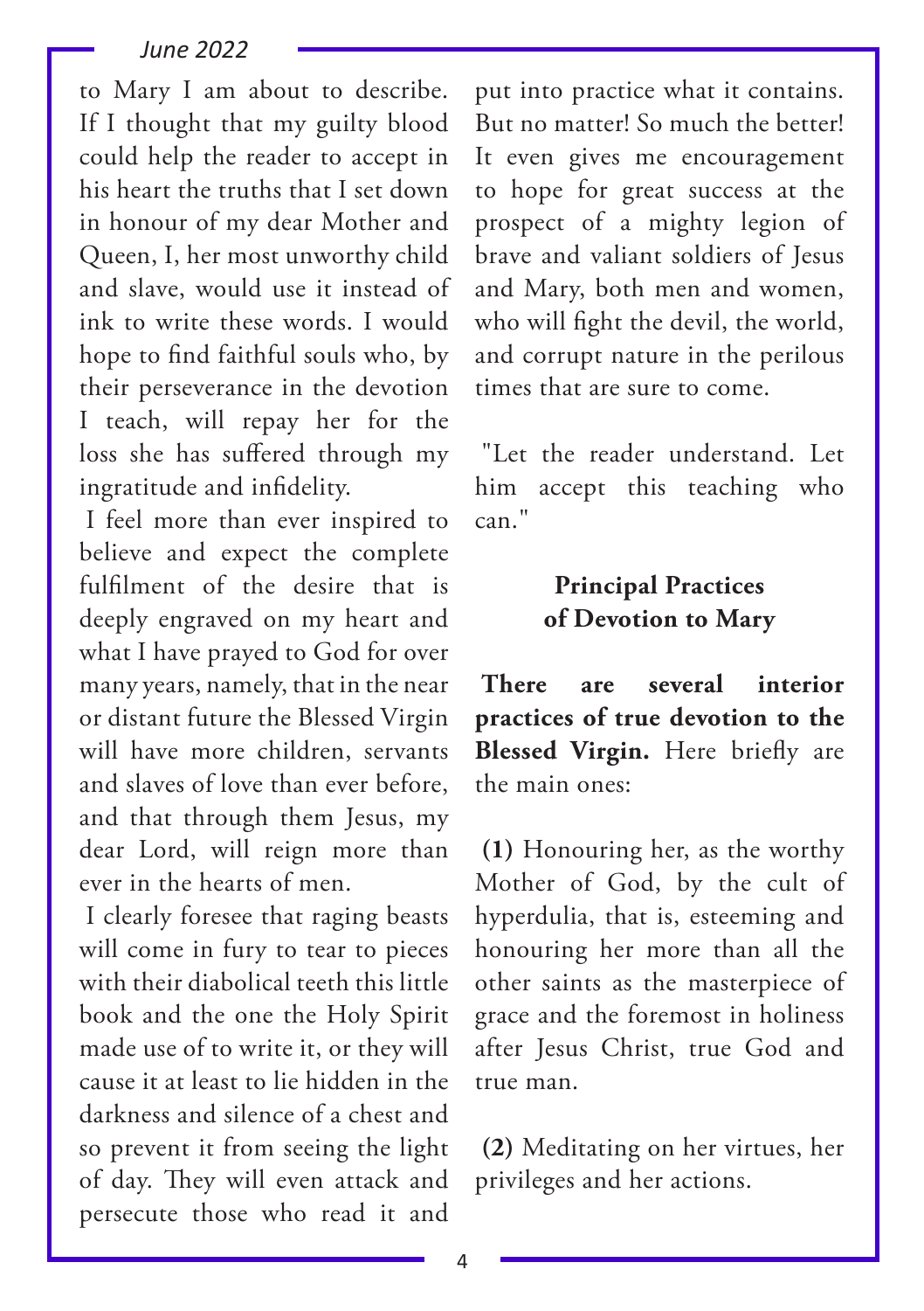to Mary I am about to describe. If I thought that my guilty blood could help the reader to accept in his heart the truths that I set down in honour of my dear Mother and Queen, I, her most unworthy child and slave, would use it instead of ink to write these words. I would hope to find faithful souls who, by their perseverance in the devotion I teach, will repay her for the loss she has suffered through my ingratitude and infidelity.

I feel more than ever inspired to believe and expect the complete fulfilment of the desire that is deeply engraved on my heart and what I have prayed to God for over many years, namely, that in the near or distant future the Blessed Virgin will have more children, servants and slaves of love than ever before, and that through them Jesus, my dear Lord, will reign more than ever in the hearts of men.

I clearly foresee that raging beasts will come in fury to tear to pieces with their diabolical teeth this little book and the one the Holy Spirit made use of to write it, or they will cause it at least to lie hidden in the darkness and silence of a chest and so prevent it from seeing the light of day. They will even attack and persecute those who read it and put into practice what it contains. But no matter! So much the better! It even gives me encouragement to hope for great success at the prospect of a mighty legion of brave and valiant soldiers of Jesus and Mary, both men and women, who will fight the devil, the world, and corrupt nature in the perilous times that are sure to come.

"Let the reader understand. Let him accept this teaching who can."

## Principal Practices of Devotion to Mary

**There are several interior practices of true devotion to the Blessed Virgin.** Here briefly are the main ones:

**(1)** Honouring her, as the worthy Mother of God, by the cult of hyperdulia, that is, esteeming and honouring her more than all the other saints as the masterpiece of grace and the foremost in holiness after Jesus Christ, true God and true man.

**(2)** Meditating on her virtues, her privileges and her actions.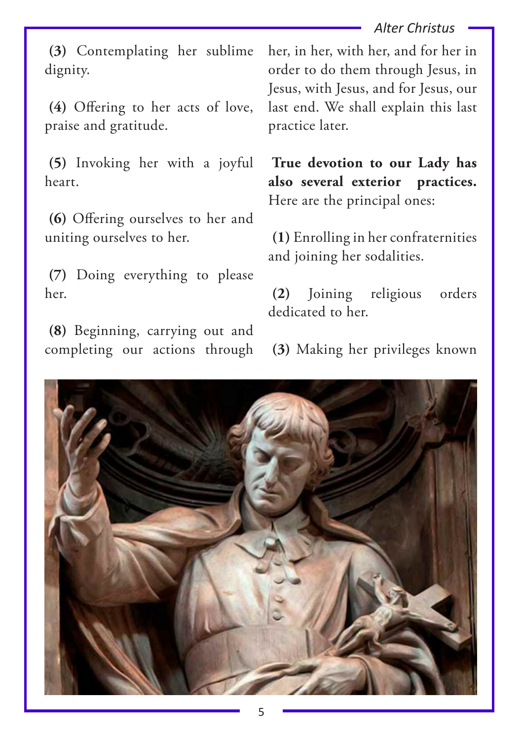**(3)** Contemplating her sublime dignity.

**(4)** Offering to her acts of love, praise and gratitude.

**(5)** Invoking her with a joyful heart.

**(6)** Offering ourselves to her and uniting ourselves to her.

**(7)** Doing everything to please her.

**(8)** Beginning, carrying out and completing our actions through her, in her, with her, and for her in order to do them through Jesus, in Jesus, with Jesus, and for Jesus, our last end. We shall explain this last practice later.

**True devotion to our Lady has also several exterior practices.** Here are the principal ones:

**(1)** Enrolling in her confraternities and joining her sodalities.

**(2)** Joining religious orders dedicated to her.

**(3)** Making her privileges known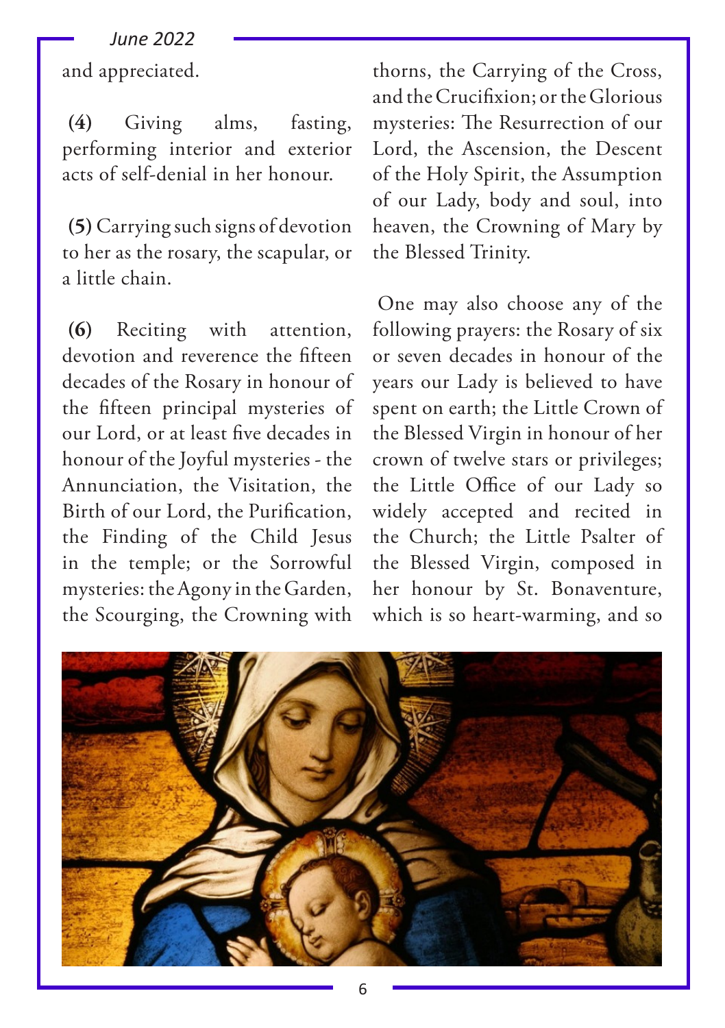and appreciated.

**(4)** Giving alms, fasting, performing interior and exterior acts of self-denial in her honour.

**(5)** Carrying such signs of devotion to her as the rosary, the scapular, or a little chain.

**(6)** Reciting with attention, devotion and reverence the fifteen decades of the Rosary in honour of the fifteen principal mysteries of our Lord, or at least five decades in honour of the Joyful mysteries - the Annunciation, the Visitation, the Birth of our Lord, the Purification, the Finding of the Child Jesus in the temple; or the Sorrowful mysteries: the Agony in the Garden, the Scourging, the Crowning with thorns, the Carrying of the Cross, and the Crucifixion; or the Glorious mysteries: The Resurrection of our Lord, the Ascension, the Descent of the Holy Spirit, the Assumption of our Lady, body and soul, into heaven, the Crowning of Mary by the Blessed Trinity.

One may also choose any of the following prayers: the Rosary of six or seven decades in honour of the years our Lady is believed to have spent on earth; the Little Crown of the Blessed Virgin in honour of her crown of twelve stars or privileges; the Little Office of our Lady so widely accepted and recited in the Church; the Little Psalter of the Blessed Virgin, composed in her honour by St. Bonaventure, which is so heart-warming, and so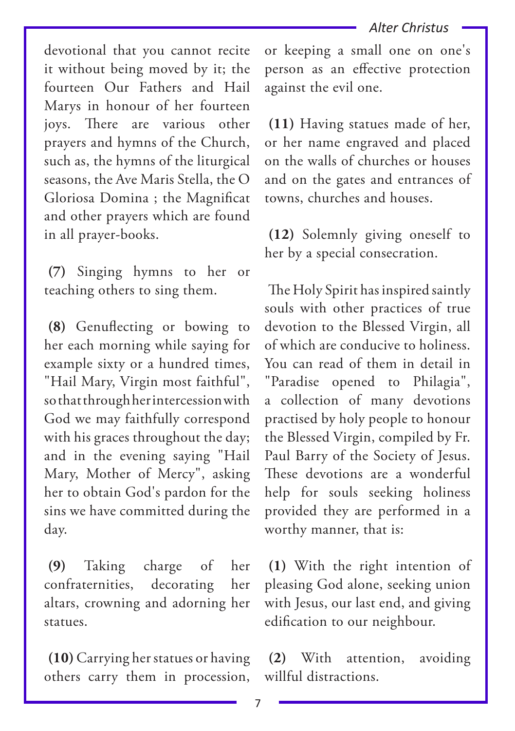devotional that you cannot recite it without being moved by it; the fourteen Our Fathers and Hail Marys in honour of her fourteen joys. There are various other prayers and hymns of the Church, such as, the hymns of the liturgical seasons, the Ave Maris Stella, the O Gloriosa Domina ; the Magnificat and other prayers which are found in all prayer-books.

**(7)** Singing hymns to her or teaching others to sing them.

**(8)** Genuflecting or bowing to her each morning while saying for example sixty or a hundred times, "Hail Mary, Virgin most faithful", so that through her intercession with God we may faithfully correspond with his graces throughout the day; and in the evening saying "Hail Mary, Mother of Mercy", asking her to obtain God's pardon for the sins we have committed during the day.

**(9)** Taking charge of her confraternities, decorating her altars, crowning and adorning her statues.

**(10)** Carrying her statues or having others carry them in procession, or keeping a small one on one's person as an effective protection against the evil one.

**(11)** Having statues made of her, or her name engraved and placed on the walls of churches or houses and on the gates and entrances of towns, churches and houses.

**(12)** Solemnly giving oneself to her by a special consecration.

The Holy Spirit has inspired saintly souls with other practices of true devotion to the Blessed Virgin, all of which are conducive to holiness. You can read of them in detail in "Paradise opened to Philagia", a collection of many devotions practised by holy people to honour the Blessed Virgin, compiled by Fr. Paul Barry of the Society of Jesus. These devotions are a wonderful help for souls seeking holiness provided they are performed in a worthy manner, that is:

**(1)** With the right intention of pleasing God alone, seeking union with Jesus, our last end, and giving edification to our neighbour.

**(2)** With attention, avoiding willful distractions.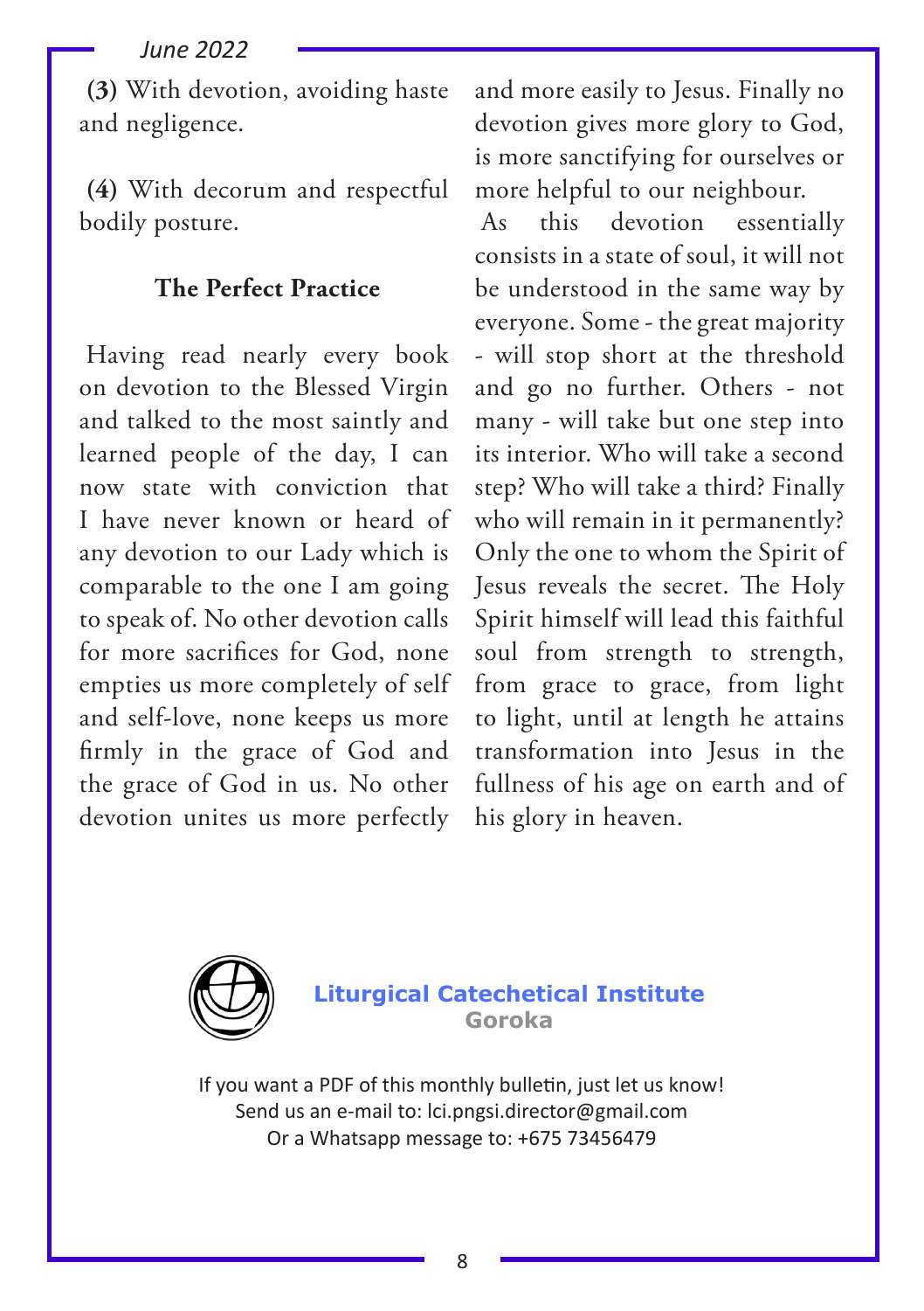**(3)** With devotion, avoiding haste and negligence.

**(4)** With decorum and respectful bodily posture.

### The Perfect Practice

Having read nearly every book on devotion to the Blessed Virgin and talked to the most saintly and learned people of the day, I can now state with conviction that I have never known or heard of any devotion to our Lady which is comparable to the one I am going to speak of. No other devotion calls for more sacrifices for God, none empties us more completely of self and self-love, none keeps us more firmly in the grace of God and the grace of God in us. No other devotion unites us more perfectly and more easily to Jesus. Finally no devotion gives more glory to God, is more sanctifying for ourselves or more helpful to our neighbour.

As this devotion essentially consists in a state of soul, it will not be understood in the same way by everyone. Some - the great majority - will stop short at the threshold and go no further. Others - not many - will take but one step into its interior. Who will take a second step? Who will take a third? Finally who will remain in it permanently? Only the one to whom the Spirit of Jesus reveals the secret. The Holy Spirit himself will lead this faithful soul from strength to strength, from grace to grace, from light to light, until at length he attains transformation into Jesus in the fullness of his age on earth and of his glory in heaven.

**Liturgical Catechetical Institute**
**Goroka**

If you want a PDF of this monthly bulletin, just let us know!
Send us an e-mail to: lci.pngsi.director@gmail.com
Or a Whatsapp message to: +675 73456479